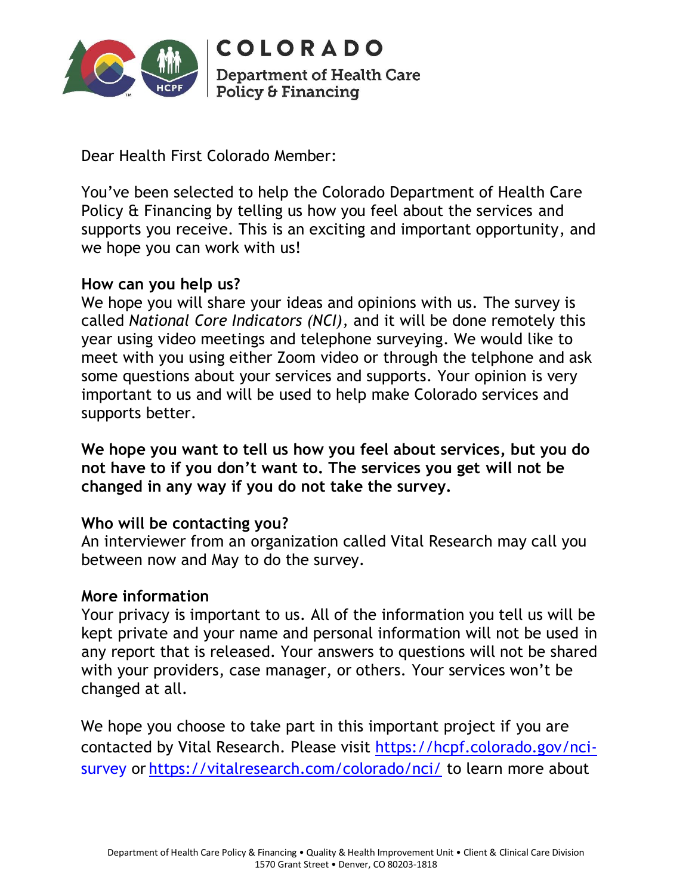COLORADO
Department of Health Care
Policy & Financing

Dear Health First Colorado Member:

You've been selected to help the Colorado Department of Health Care Policy & Financing by telling us how you feel about the services and supports you receive. This is an exciting and important opportunity, and we hope you can work with us!

**How can you help us?**

We hope you will share your ideas and opinions with us. The survey is called *National Core Indicators (NCI),* and it will be done remotely this year using video meetings and telephone surveying. We would like to meet with you using either Zoom video or through the telphone and ask some questions about your services and supports. Your opinion is very important to us and will be used to help make Colorado services and supports better.

**We hope you want to tell us how you feel about services, but you do not have to if you don't want to. The services you get will not be changed in any way if you do not take the survey.**

**Who will be contacting you?**

An interviewer from an organization called Vital Research may call you between now and May to do the survey.

**More information**

Your privacy is important to us. All of the information you tell us will be kept private and your name and personal information will not be used in any report that is released. Your answers to questions will not be shared with your providers, case manager, or others. Your services won't be changed at all.

We hope you choose to take part in this important project if you are contacted by Vital Research. Please visit https://hcpf.colorado.gov/nci-survey or https://vitalresearch.com/colorado/nci/ to learn more about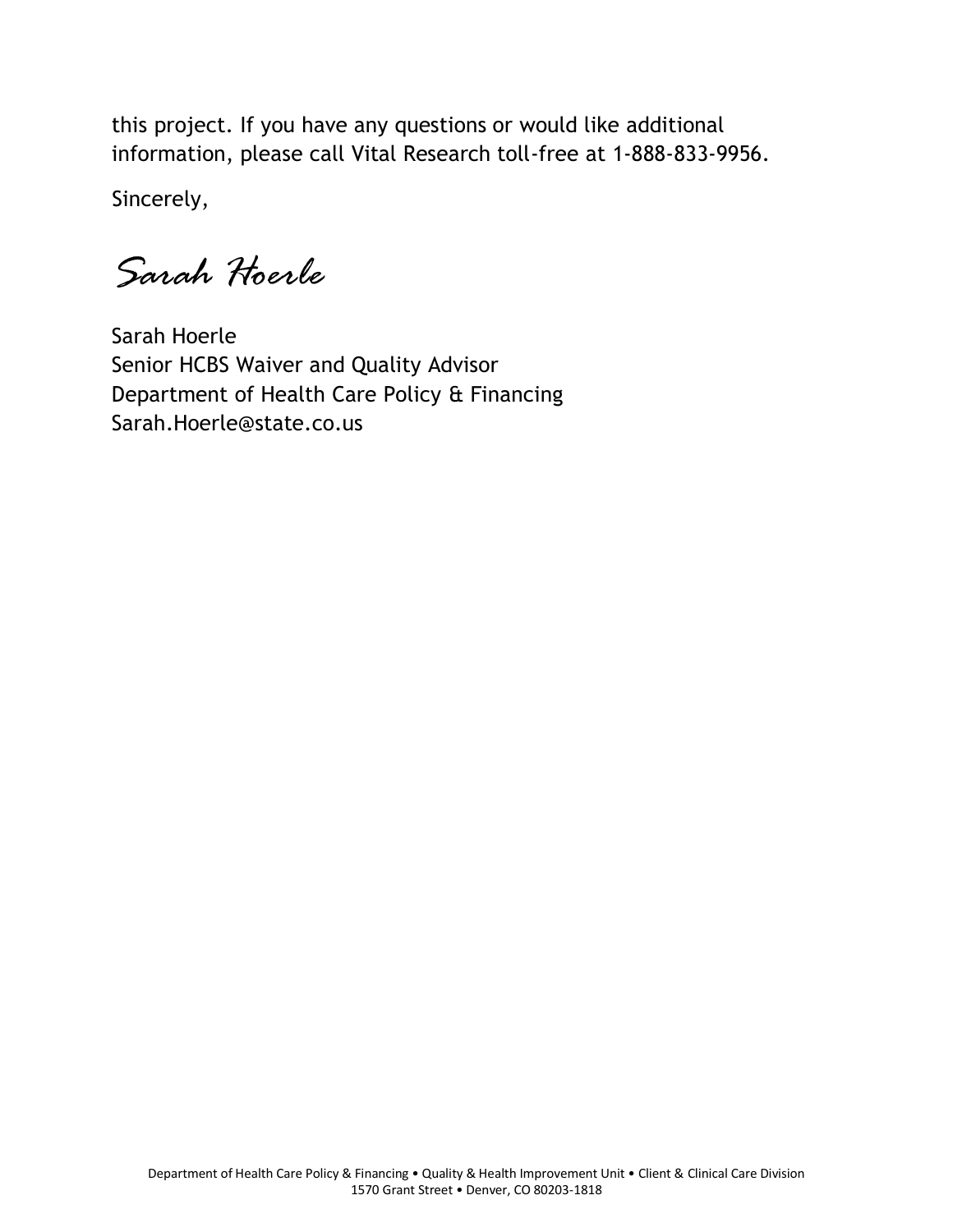this project. If you have any questions or would like additional information, please call Vital Research toll-free at 1-888-833-9956.

Sincerely,

*Sarah Hoerle*

Sarah Hoerle
Senior HCBS Waiver and Quality Advisor
Department of Health Care Policy & Financing
Sarah.Hoerle@state.co.us